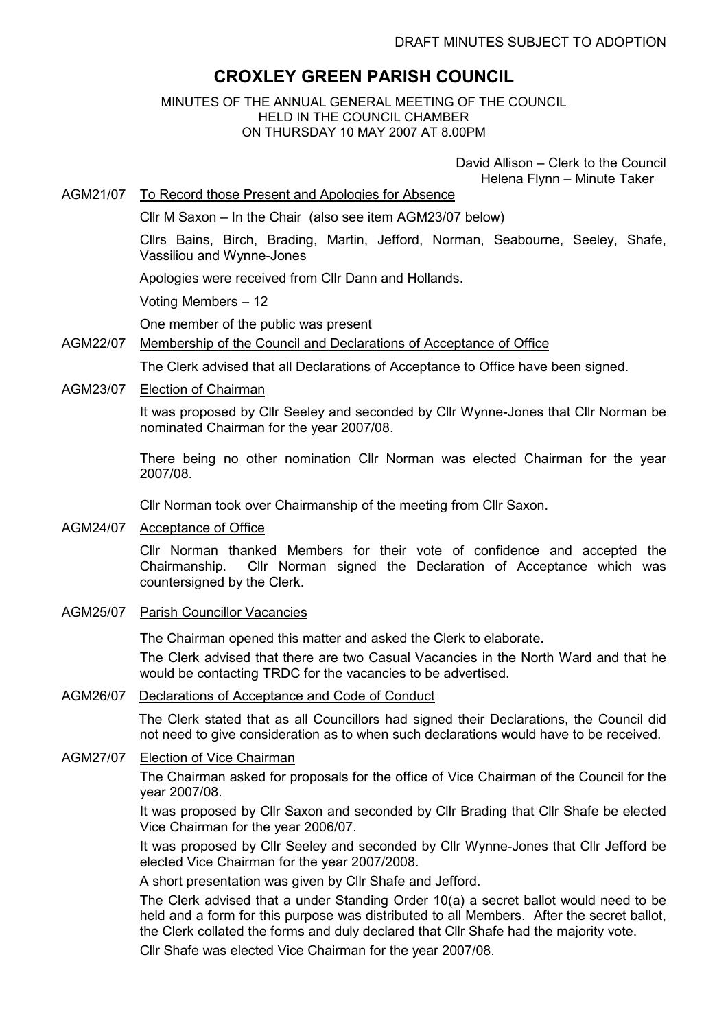DRAFT MINUTES SUBJECT TO ADOPTION

# CROXLEY GREEN PARISH COUNCIL

MINUTES OF THE ANNUAL GENERAL MEETING OF THE COUNCIL
HELD IN THE COUNCIL CHAMBER
ON THURSDAY 10 MAY 2007 AT 8.00PM

David Allison – Clerk to the Council
Helena Flynn – Minute Taker

**AGM21/07** To Record those Present and Apologies for Absence

Cllr M Saxon – In the Chair (also see item AGM23/07 below)

Cllrs Bains, Birch, Brading, Martin, Jefford, Norman, Seabourne, Seeley, Shafe, Vassiliou and Wynne-Jones

Apologies were received from Cllr Dann and Hollands.

Voting Members – 12

One member of the public was present

**AGM22/07** Membership of the Council and Declarations of Acceptance of Office

The Clerk advised that all Declarations of Acceptance to Office have been signed.

**AGM23/07** Election of Chairman

It was proposed by Cllr Seeley and seconded by Cllr Wynne-Jones that Cllr Norman be nominated Chairman for the year 2007/08.

There being no other nomination Cllr Norman was elected Chairman for the year 2007/08.

Cllr Norman took over Chairmanship of the meeting from Cllr Saxon.

**AGM24/07** Acceptance of Office

Cllr Norman thanked Members for their vote of confidence and accepted the Chairmanship. Cllr Norman signed the Declaration of Acceptance which was countersigned by the Clerk.

**AGM25/07** Parish Councillor Vacancies

The Chairman opened this matter and asked the Clerk to elaborate.

The Clerk advised that there are two Casual Vacancies in the North Ward and that he would be contacting TRDC for the vacancies to be advertised.

**AGM26/07** Declarations of Acceptance and Code of Conduct

The Clerk stated that as all Councillors had signed their Declarations, the Council did not need to give consideration as to when such declarations would have to be received.

**AGM27/07** Election of Vice Chairman

The Chairman asked for proposals for the office of Vice Chairman of the Council for the year 2007/08.

It was proposed by Cllr Saxon and seconded by Cllr Brading that Cllr Shafe be elected Vice Chairman for the year 2006/07.

It was proposed by Cllr Seeley and seconded by Cllr Wynne-Jones that Cllr Jefford be elected Vice Chairman for the year 2007/2008.

A short presentation was given by Cllr Shafe and Jefford.

The Clerk advised that a under Standing Order 10(a) a secret ballot would need to be held and a form for this purpose was distributed to all Members. After the secret ballot, the Clerk collated the forms and duly declared that Cllr Shafe had the majority vote.

Cllr Shafe was elected Vice Chairman for the year 2007/08.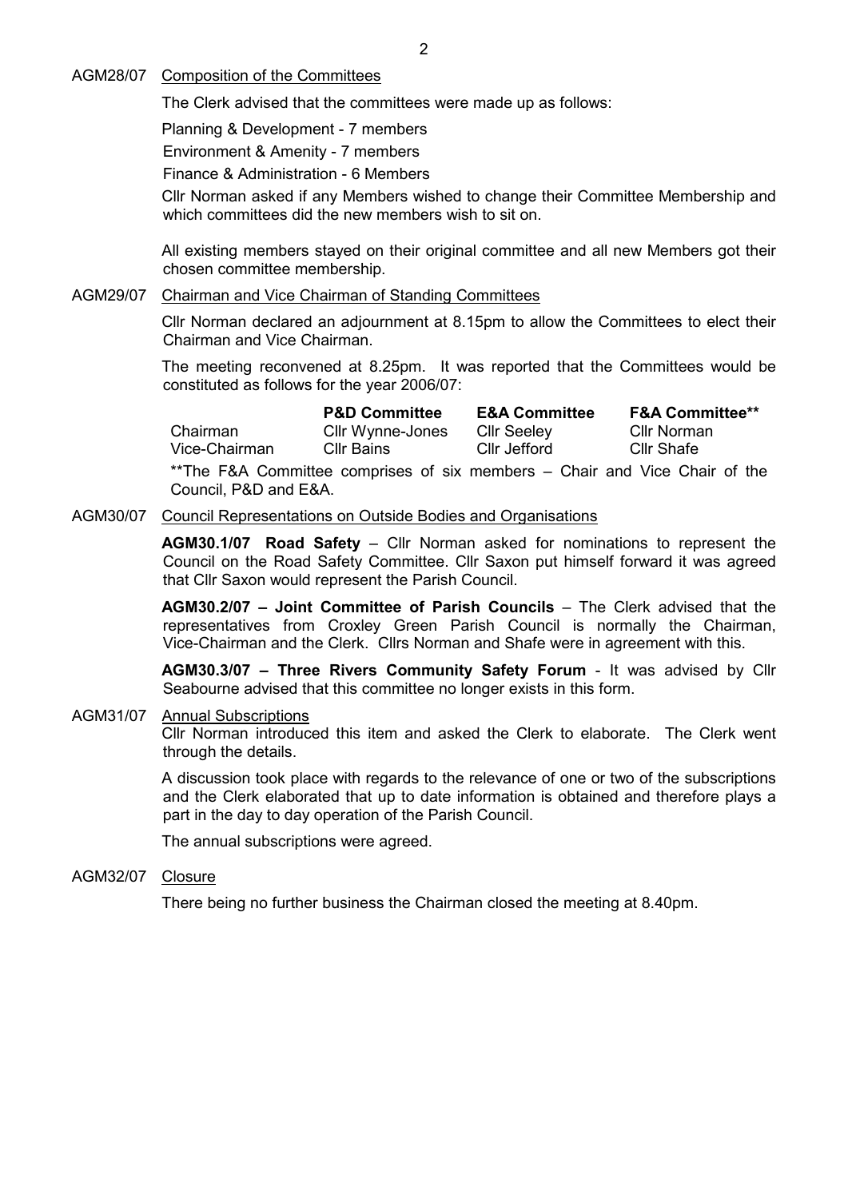AGM28/07 <u>Composition of the Committees</u>

The Clerk advised that the committees were made up as follows:

Planning & Development - 7 members

Environment & Amenity - 7 members

Finance & Administration - 6 Members

Cllr Norman asked if any Members wished to change their Committee Membership and which committees did the new members wish to sit on.

All existing members stayed on their original committee and all new Members got their chosen committee membership.

AGM29/07 <u>Chairman and Vice Chairman of Standing Committees</u>

Cllr Norman declared an adjournment at 8.15pm to allow the Committees to elect their Chairman and Vice Chairman.

The meeting reconvened at 8.25pm. It was reported that the Committees would be constituted as follows for the year 2006/07:

| | **P&D Committee** | **E&A Committee** | **F&A Committee\*\*** |
|---|---|---|---|
| Chairman | Cllr Wynne-Jones | Cllr Seeley | Cllr Norman |
| Vice-Chairman | Cllr Bains | Cllr Jefford | Cllr Shafe |

**The F&A Committee comprises of six members – Chair and Vice Chair of the Council, P&D and E&A.

AGM30/07 <u>Council Representations on Outside Bodies and Organisations</u>

**AGM30.1/07 Road Safety** – Cllr Norman asked for nominations to represent the Council on the Road Safety Committee. Cllr Saxon put himself forward it was agreed that Cllr Saxon would represent the Parish Council.

**AGM30.2/07 – Joint Committee of Parish Councils** – The Clerk advised that the representatives from Croxley Green Parish Council is normally the Chairman, Vice-Chairman and the Clerk. Cllrs Norman and Shafe were in agreement with this.

**AGM30.3/07 – Three Rivers Community Safety Forum** - It was advised by Cllr Seabourne advised that this committee no longer exists in this form.

AGM31/07 <u>Annual Subscriptions</u>

Cllr Norman introduced this item and asked the Clerk to elaborate. The Clerk went through the details.

A discussion took place with regards to the relevance of one or two of the subscriptions and the Clerk elaborated that up to date information is obtained and therefore plays a part in the day to day operation of the Parish Council.

The annual subscriptions were agreed.

AGM32/07 <u>Closure</u>

There being no further business the Chairman closed the meeting at 8.40pm.